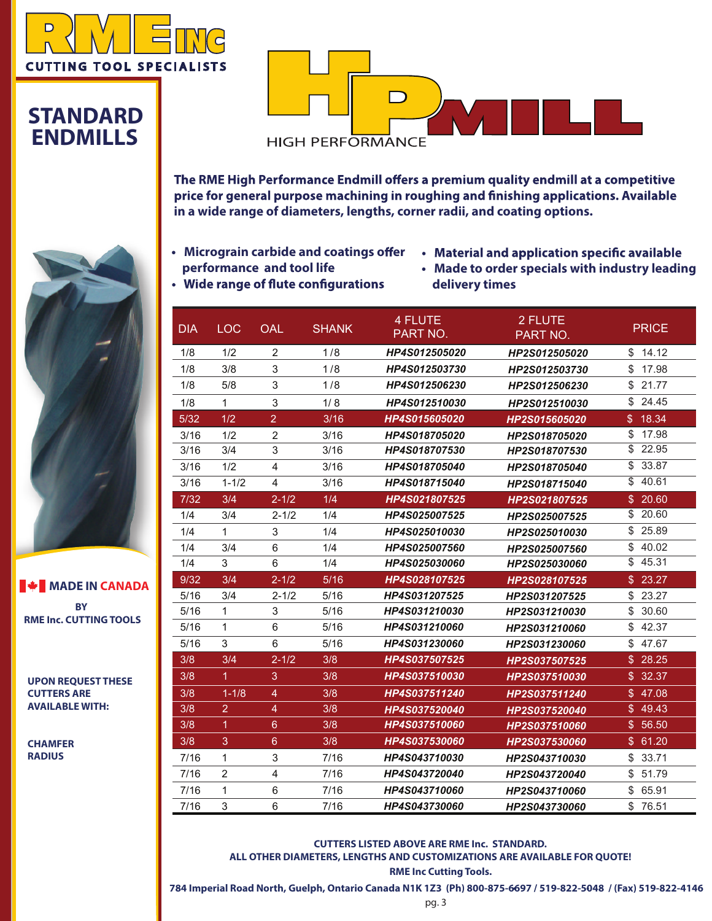# RME INC

CUTTING TOOL SPECIALISTS

## STANDARD ENDMILLS

# HP MILL

HIGH PERFORMANCE

**The RME High Performance Endmill offers a premium quality endmill at a competitive price for general purpose machining in roughing and finishing applications. Available in a wide range of diameters, lengths, corner radii, and coating options.**

- **Micrograin carbide and coatings offer performance and tool life**
- **Wide range of flute configurations**
- **Material and application specific available**
- **Made to order specials with industry leading delivery times**

| DIA | LOC | OAL | SHANK | 4 FLUTE PART NO. | 2 FLUTE PART NO. | PRICE |
|---|---|---|---|---|---|---|
| 1/8 | 1/2 | 2 | 1/8 | HP4S012505020 | HP2S012505020 | $ 14.12 |
| 1/8 | 3/8 | 3 | 1/8 | HP4S012503730 | HP2S012503730 | $ 17.98 |
| 1/8 | 5/8 | 3 | 1/8 | HP4S012506230 | HP2S012506230 | $ 21.77 |
| 1/8 | 1 | 3 | 1/8 | HP4S012510030 | HP2S012510030 | $ 24.45 |
| 5/32 | 1/2 | 2 | 3/16 | HP4S015605020 | HP2S015605020 | $ 18.34 |
| 3/16 | 1/2 | 2 | 3/16 | HP4S018705020 | HP2S018705020 | $ 17.98 |
| 3/16 | 3/4 | 3 | 3/16 | HP4S018707530 | HP2S018707530 | $ 22.95 |
| 3/16 | 1/2 | 4 | 3/16 | HP4S018705040 | HP2S018705040 | $ 33.87 |
| 3/16 | 1-1/2 | 4 | 3/16 | HP4S018715040 | HP2S018715040 | $ 40.61 |
| 7/32 | 3/4 | 2-1/2 | 1/4 | HP4S021807525 | HP2S021807525 | $ 20.60 |
| 1/4 | 3/4 | 2-1/2 | 1/4 | HP4S025007525 | HP2S025007525 | $ 20.60 |
| 1/4 | 1 | 3 | 1/4 | HP4S025010030 | HP2S025010030 | $ 25.89 |
| 1/4 | 3/4 | 6 | 1/4 | HP4S025007560 | HP2S025007560 | $ 40.02 |
| 1/4 | 3 | 6 | 1/4 | HP4S025030060 | HP2S025030060 | $ 45.31 |
| 9/32 | 3/4 | 2-1/2 | 5/16 | HP4S028107525 | HP2S028107525 | $ 23.27 |
| 5/16 | 3/4 | 2-1/2 | 5/16 | HP4S031207525 | HP2S031207525 | $ 23.27 |
| 5/16 | 1 | 3 | 5/16 | HP4S031210030 | HP2S031210030 | $ 30.60 |
| 5/16 | 1 | 6 | 5/16 | HP4S031210060 | HP2S031210060 | $ 42.37 |
| 5/16 | 3 | 6 | 5/16 | HP4S031230060 | HP2S031230060 | $ 47.67 |
| 3/8 | 3/4 | 2-1/2 | 3/8 | HP4S037507525 | HP2S037507525 | $ 28.25 |
| 3/8 | 1 | 3 | 3/8 | HP4S037510030 | HP2S037510030 | $ 32.37 |
| 3/8 | 1-1/8 | 4 | 3/8 | HP4S037511240 | HP2S037511240 | $ 47.08 |
| 3/8 | 2 | 4 | 3/8 | HP4S037520040 | HP2S037520040 | $ 49.43 |
| 3/8 | 1 | 6 | 3/8 | HP4S037510060 | HP2S037510060 | $ 56.50 |
| 3/8 | 3 | 6 | 3/8 | HP4S037530060 | HP2S037530060 | $ 61.20 |
| 7/16 | 1 | 3 | 7/16 | HP4S043710030 | HP2S043710030 | $ 33.71 |
| 7/16 | 2 | 4 | 7/16 | HP4S043720040 | HP2S043720040 | $ 51.79 |
| 7/16 | 1 | 6 | 7/16 | HP4S043710060 | HP2S043710060 | $ 65.91 |
| 7/16 | 3 | 6 | 7/16 | HP4S043730060 | HP2S043730060 | $ 76.51 |

**MADE IN CANADA**

**BY RME Inc. CUTTING TOOLS**

**UPON REQUEST THESE CUTTERS ARE AVAILABLE WITH:**

**CHAMFER**
**RADIUS**

**CUTTERS LISTED ABOVE ARE RME Inc. STANDARD.**
**ALL OTHER DIAMETERS, LENGTHS AND CUSTOMIZATIONS ARE AVAILABLE FOR QUOTE!**
**RME Inc Cutting Tools.**
**784 Imperial Road North, Guelph, Ontario Canada N1K 1Z3 (Ph) 800-875-6697 / 519-822-5048 / (Fax) 519-822-4146**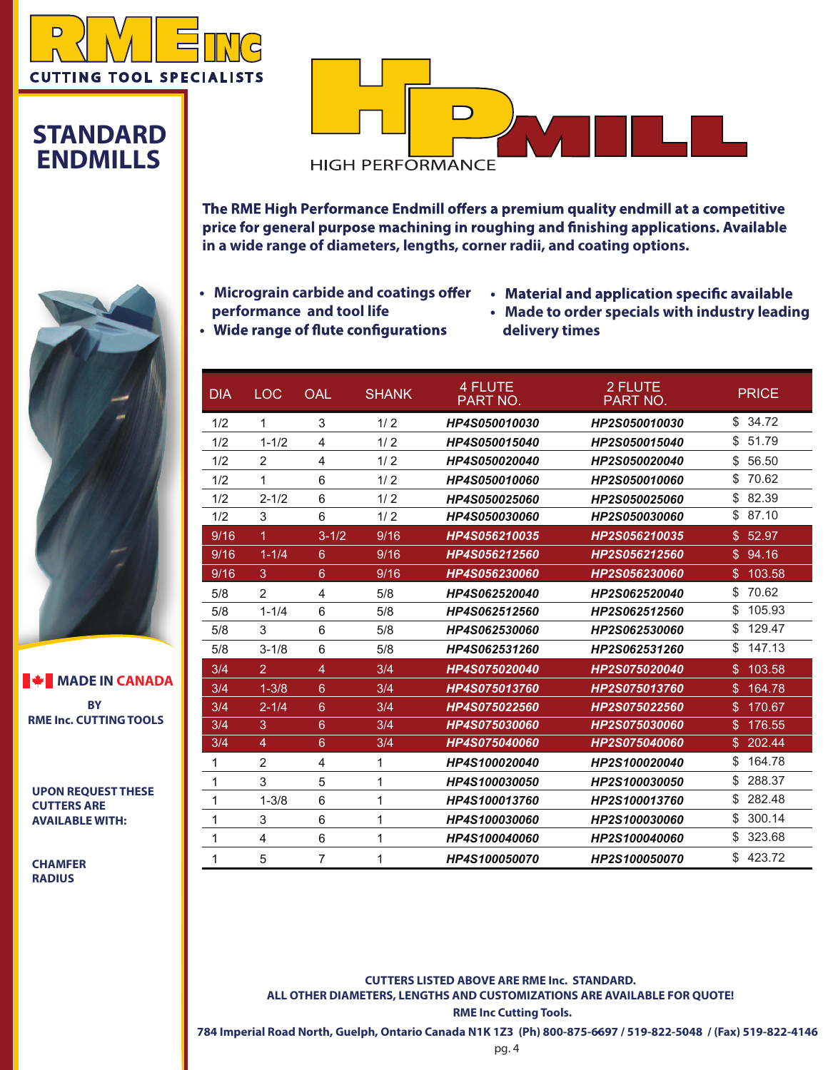# RME INC

CUTTING TOOL SPECIALISTS

## STANDARD ENDMILLS

# HP MILL

HIGH PERFORMANCE

**The RME High Performance Endmill offers a premium quality endmill at a competitive price for general purpose machining in roughing and finishing applications. Available in a wide range of diameters, lengths, corner radii, and coating options.**

- **Micrograin carbide and coatings offer performance and tool life**
- **Wide range of flute configurations**
- **Material and application specific available**
- **Made to order specials with industry leading delivery times**

| DIA | LOC | OAL | SHANK | 4 FLUTE PART NO. | 2 FLUTE PART NO. | PRICE |
|---|---|---|---|---|---|---|
| 1/2 | 1 | 3 | 1/ 2 | *HP4S050010030* | *HP2S050010030* | $ 34.72 |
| 1/2 | 1-1/2 | 4 | 1/ 2 | *HP4S050015040* | *HP2S050015040* | $ 51.79 |
| 1/2 | 2 | 4 | 1/ 2 | *HP4S050020040* | *HP2S050020040* | $ 56.50 |
| 1/2 | 1 | 6 | 1/ 2 | *HP4S050010060* | *HP2S050010060* | $ 70.62 |
| 1/2 | 2-1/2 | 6 | 1/ 2 | *HP4S050025060* | *HP2S050025060* | $ 82.39 |
| 1/2 | 3 | 6 | 1/ 2 | *HP4S050030060* | *HP2S050030060* | $ 87.10 |
| 9/16 | 1 | 3-1/2 | 9/16 | *HP4S056210035* | *HP2S056210035* | $ 52.97 |
| 9/16 | 1-1/4 | 6 | 9/16 | *HP4S056212560* | *HP2S056212560* | $ 94.16 |
| 9/16 | 3 | 6 | 9/16 | *HP4S056230060* | *HP2S056230060* | $ 103.58 |
| 5/8 | 2 | 4 | 5/8 | *HP4S062520040* | *HP2S062520040* | $ 70.62 |
| 5/8 | 1-1/4 | 6 | 5/8 | *HP4S062512560* | *HP2S062512560* | $ 105.93 |
| 5/8 | 3 | 6 | 5/8 | *HP4S062530060* | *HP2S062530060* | $ 129.47 |
| 5/8 | 3-1/8 | 6 | 5/8 | *HP4S062531260* | *HP2S062531260* | $ 147.13 |
| 3/4 | 2 | 4 | 3/4 | *HP4S075020040* | *HP2S075020040* | $ 103.58 |
| 3/4 | 1-3/8 | 6 | 3/4 | *HP4S075013760* | *HP2S075013760* | $ 164.78 |
| 3/4 | 2-1/4 | 6 | 3/4 | *HP4S075022560* | *HP2S075022560* | $ 170.67 |
| 3/4 | 3 | 6 | 3/4 | *HP4S075030060* | *HP2S075030060* | $ 176.55 |
| 3/4 | 4 | 6 | 3/4 | *HP4S075040060* | *HP2S075040060* | $ 202.44 |
| 1 | 2 | 4 | 1 | *HP4S100020040* | *HP2S100020040* | $ 164.78 |
| 1 | 3 | 5 | 1 | *HP4S100030050* | *HP2S100030050* | $ 288.37 |
| 1 | 1-3/8 | 6 | 1 | *HP4S100013760* | *HP2S100013760* | $ 282.48 |
| 1 | 3 | 6 | 1 | *HP4S100030060* | *HP2S100030060* | $ 300.14 |
| 1 | 4 | 6 | 1 | *HP4S100040060* | *HP2S100040060* | $ 323.68 |
| 1 | 5 | 7 | 1 | *HP4S100050070* | *HP2S100050070* | $ 423.72 |

**MADE IN CANADA**

**BY RME Inc. CUTTING TOOLS**

**UPON REQUEST THESE CUTTERS ARE AVAILABLE WITH:**

**CHAMFER**
**RADIUS**

**CUTTERS LISTED ABOVE ARE RME Inc. STANDARD.**
**ALL OTHER DIAMETERS, LENGTHS AND CUSTOMIZATIONS ARE AVAILABLE FOR QUOTE!**
**RME Inc Cutting Tools.**
**784 Imperial Road North, Guelph, Ontario Canada N1K 1Z3 (Ph) 800-875-6697 / 519-822-5048 / (Fax) 519-822-4146**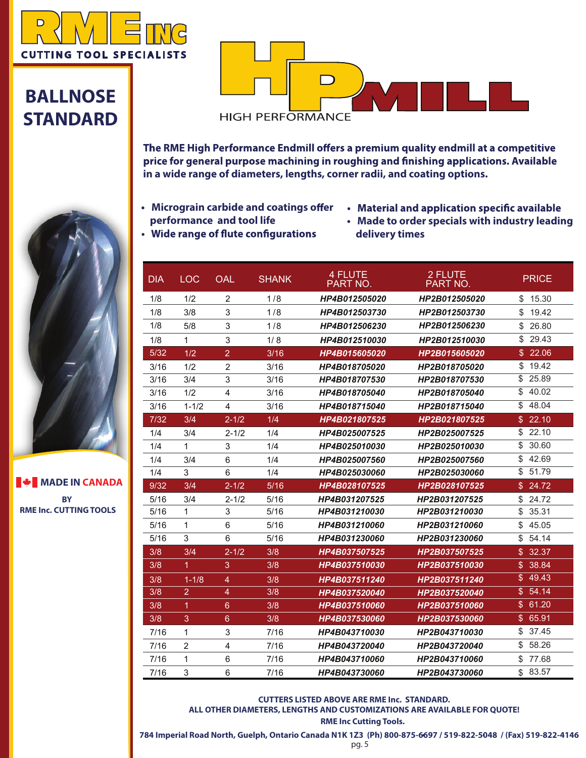# RME INC

CUTTING TOOL SPECIALISTS

## BALLNOSE STANDARD

# HP MILL

HIGH PERFORMANCE

**The RME High Performance Endmill offers a premium quality endmill at a competitive price for general purpose machining in roughing and finishing applications. Available in a wide range of diameters, lengths, corner radii, and coating options.**

- **Micrograin carbide and coatings offer performance and tool life**
- **Wide range of flute configurations**
- **Material and application specific available**
- **Made to order specials with industry leading delivery times**

| DIA | LOC | OAL | SHANK | 4 FLUTE PART NO. | 2 FLUTE PART NO. | PRICE |
|---|---|---|---|---|---|---|
| 1/8 | 1/2 | 2 | 1/8 | HP4B012505020 | HP2B012505020 | $ 15.30 |
| 1/8 | 3/8 | 3 | 1/8 | HP4B012503730 | HP2B012503730 | $ 19.42 |
| 1/8 | 5/8 | 3 | 1/8 | HP4B012506230 | HP2B012506230 | $ 26.80 |
| 1/8 | 1 | 3 | 1/8 | HP4B012510030 | HP2B012510030 | $ 29.43 |
| 5/32 | 1/2 | 2 | 3/16 | HP4B015605020 | HP2B015605020 | $ 22.06 |
| 3/16 | 1/2 | 2 | 3/16 | HP4B018705020 | HP2B018705020 | $ 19.42 |
| 3/16 | 3/4 | 3 | 3/16 | HP4B018707530 | HP2B018707530 | $ 25.89 |
| 3/16 | 1/2 | 4 | 3/16 | HP4B018705040 | HP2B018705040 | $ 40.02 |
| 3/16 | 1-1/2 | 4 | 3/16 | HP4B018715040 | HP2B018715040 | $ 48.04 |
| 7/32 | 3/4 | 2-1/2 | 1/4 | HP4B021807525 | HP2B021807525 | $ 22.10 |
| 1/4 | 3/4 | 2-1/2 | 1/4 | HP4B025007525 | HP2B025007525 | $ 22.10 |
| 1/4 | 1 | 3 | 1/4 | HP4B025010030 | HP2B025010030 | $ 30.60 |
| 1/4 | 3/4 | 6 | 1/4 | HP4B025007560 | HP2B025007560 | $ 42.69 |
| 1/4 | 3 | 6 | 1/4 | HP4B025030060 | HP2B025030060 | $ 51.79 |
| 9/32 | 3/4 | 2-1/2 | 5/16 | HP4B028107525 | HP2B028107525 | $ 24.72 |
| 5/16 | 3/4 | 2-1/2 | 5/16 | HP4B031207525 | HP2B031207525 | $ 24.72 |
| 5/16 | 1 | 3 | 5/16 | HP4B031210030 | HP2B031210030 | $ 35.31 |
| 5/16 | 1 | 6 | 5/16 | HP4B031210060 | HP2B031210060 | $ 45.05 |
| 5/16 | 3 | 6 | 5/16 | HP4B031230060 | HP2B031230060 | $ 54.14 |
| 3/8 | 3/4 | 2-1/2 | 3/8 | HP4B037507525 | HP2B037507525 | $ 32.37 |
| 3/8 | 1 | 3 | 3/8 | HP4B037510030 | HP2B037510030 | $ 38.84 |
| 3/8 | 1-1/8 | 4 | 3/8 | HP4B037511240 | HP2B037511240 | $ 49.43 |
| 3/8 | 2 | 4 | 3/8 | HP4B037520040 | HP2B037520040 | $ 54.14 |
| 3/8 | 1 | 6 | 3/8 | HP4B037510060 | HP2B037510060 | $ 61.20 |
| 3/8 | 3 | 6 | 3/8 | HP4B037530060 | HP2B037530060 | $ 65.91 |
| 7/16 | 1 | 3 | 7/16 | HP4B043710030 | HP2B043710030 | $ 37.45 |
| 7/16 | 2 | 4 | 7/16 | HP4B043720040 | HP2B043720040 | $ 58.26 |
| 7/16 | 1 | 6 | 7/16 | HP4B043710060 | HP2B043710060 | $ 77.68 |
| 7/16 | 3 | 6 | 7/16 | HP4B043730060 | HP2B043730060 | $ 83.57 |

**MADE IN CANADA**

**BY RME Inc. CUTTING TOOLS**

**CUTTERS LISTED ABOVE ARE RME Inc. STANDARD.**
**ALL OTHER DIAMETERS, LENGTHS AND CUSTOMIZATIONS ARE AVAILABLE FOR QUOTE!**
**RME Inc Cutting Tools.**

**784 Imperial Road North, Guelph, Ontario Canada N1K 1Z3 (Ph) 800-875-6697 / 519-822-5048 / (Fax) 519-822-4146**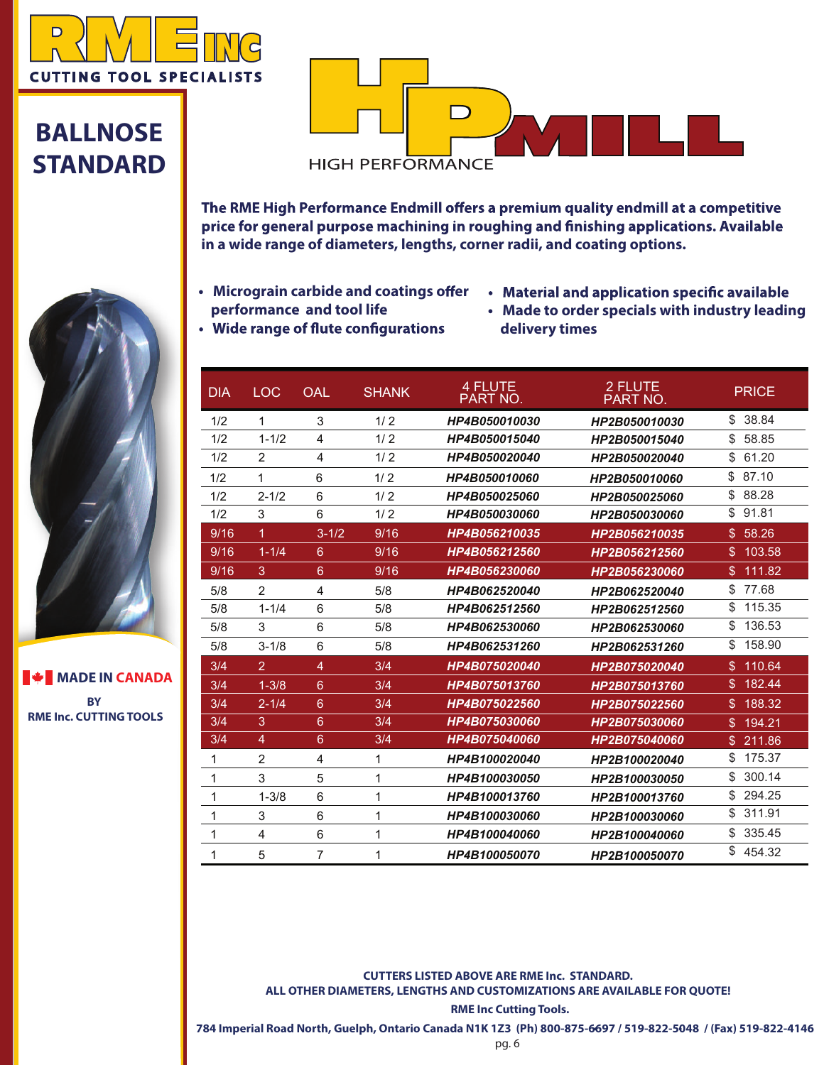# RME INC

CUTTING TOOL SPECIALISTS

## BALLNOSE STANDARD

# HP MILL

HIGH PERFORMANCE

**The RME High Performance Endmill offers a premium quality endmill at a competitive price for general purpose machining in roughing and finishing applications. Available in a wide range of diameters, lengths, corner radii, and coating options.**

- **Micrograin carbide and coatings offer performance and tool life**
- **Wide range of flute configurations**
- **Material and application specific available**
- **Made to order specials with industry leading delivery times**

| DIA | LOC | OAL | SHANK | 4 FLUTE PART NO. | 2 FLUTE PART NO. | PRICE |
|---|---|---|---|---|---|---|
| 1/2 | 1 | 3 | 1/ 2 | HP4B050010030 | HP2B050010030 | $ 38.84 |
| 1/2 | 1-1/2 | 4 | 1/ 2 | HP4B050015040 | HP2B050015040 | $ 58.85 |
| 1/2 | 2 | 4 | 1/ 2 | HP4B050020040 | HP2B050020040 | $ 61.20 |
| 1/2 | 1 | 6 | 1/ 2 | HP4B050010060 | HP2B050010060 | $ 87.10 |
| 1/2 | 2-1/2 | 6 | 1/ 2 | HP4B050025060 | HP2B050025060 | $ 88.28 |
| 1/2 | 3 | 6 | 1/ 2 | HP4B050030060 | HP2B050030060 | $ 91.81 |
| 9/16 | 1 | 3-1/2 | 9/16 | HP4B056210035 | HP2B056210035 | $ 58.26 |
| 9/16 | 1-1/4 | 6 | 9/16 | HP4B056212560 | HP2B056212560 | $ 103.58 |
| 9/16 | 3 | 6 | 9/16 | HP4B056230060 | HP2B056230060 | $ 111.82 |
| 5/8 | 2 | 4 | 5/8 | HP4B062520040 | HP2B062520040 | $ 77.68 |
| 5/8 | 1-1/4 | 6 | 5/8 | HP4B062512560 | HP2B062512560 | $ 115.35 |
| 5/8 | 3 | 6 | 5/8 | HP4B062530060 | HP2B062530060 | $ 136.53 |
| 5/8 | 3-1/8 | 6 | 5/8 | HP4B062531260 | HP2B062531260 | $ 158.90 |
| 3/4 | 2 | 4 | 3/4 | HP4B075020040 | HP2B075020040 | $ 110.64 |
| 3/4 | 1-3/8 | 6 | 3/4 | HP4B075013760 | HP2B075013760 | $ 182.44 |
| 3/4 | 2-1/4 | 6 | 3/4 | HP4B075022560 | HP2B075022560 | $ 188.32 |
| 3/4 | 3 | 6 | 3/4 | HP4B075030060 | HP2B075030060 | $ 194.21 |
| 3/4 | 4 | 6 | 3/4 | HP4B075040060 | HP2B075040060 | $ 211.86 |
| 1 | 2 | 4 | 1 | HP4B100020040 | HP2B100020040 | $ 175.37 |
| 1 | 3 | 5 | 1 | HP4B100030050 | HP2B100030050 | $ 300.14 |
| 1 | 1-3/8 | 6 | 1 | HP4B100013760 | HP2B100013760 | $ 294.25 |
| 1 | 3 | 6 | 1 | HP4B100030060 | HP2B100030060 | $ 311.91 |
| 1 | 4 | 6 | 1 | HP4B100040060 | HP2B100040060 | $ 335.45 |
| 1 | 5 | 7 | 1 | HP4B100050070 | HP2B100050070 | $ 454.32 |

**MADE IN CANADA**

**BY RME Inc. CUTTING TOOLS**

**CUTTERS LISTED ABOVE ARE RME Inc. STANDARD.**
**ALL OTHER DIAMETERS, LENGTHS AND CUSTOMIZATIONS ARE AVAILABLE FOR QUOTE!**

**RME Inc Cutting Tools.**

**784 Imperial Road North, Guelph, Ontario Canada N1K 1Z3 (Ph) 800-875-6697 / 519-822-5048 / (Fax) 519-822-4146**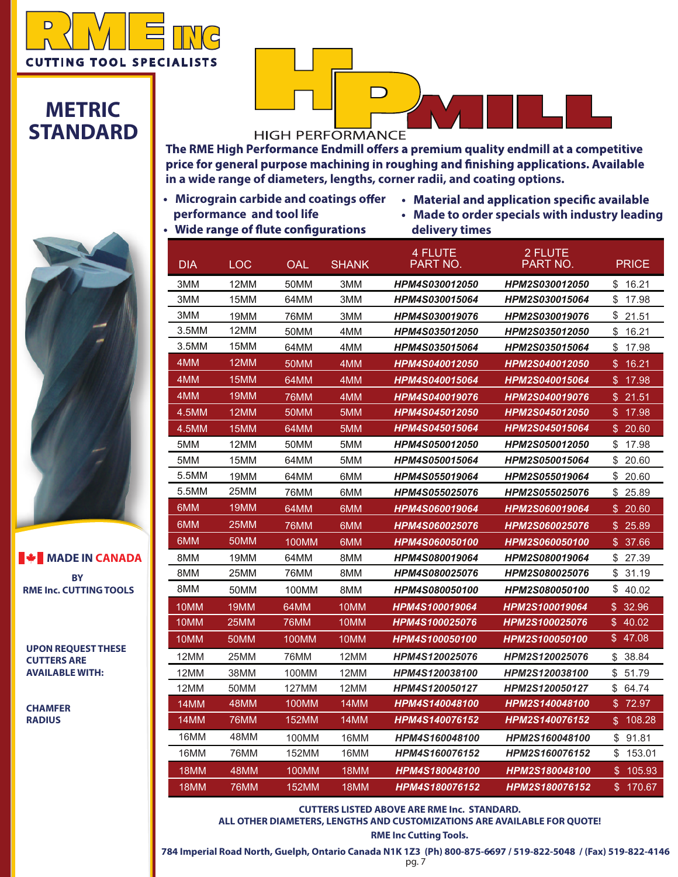# RME INC

CUTTING TOOL SPECIALISTS

## METRIC STANDARD

# HP MILL

HIGH PERFORMANCE

**The RME High Performance Endmill offers a premium quality endmill at a competitive price for general purpose machining in roughing and finishing applications. Available in a wide range of diameters, lengths, corner radii, and coating options.**

- **Micrograin carbide and coatings offer performance and tool life**
- **Wide range of flute configurations**
- **Material and application specific available**
- **Made to order specials with industry leading delivery times**

| DIA | LOC | OAL | SHANK | 4 FLUTE PART NO. | 2 FLUTE PART NO. | PRICE |
|---|---|---|---|---|---|---|
| 3MM | 12MM | 50MM | 3MM | *HPM4S030012050* | *HPM2S030012050* | $ 16.21 |
| 3MM | 15MM | 64MM | 3MM | *HPM4S030015064* | *HPM2S030015064* | $ 17.98 |
| 3MM | 19MM | 76MM | 3MM | *HPM4S030019076* | *HPM2S030019076* | $ 21.51 |
| 3.5MM | 12MM | 50MM | 4MM | *HPM4S035012050* | *HPM2S035012050* | $ 16.21 |
| 3.5MM | 15MM | 64MM | 4MM | *HPM4S035015064* | *HPM2S035015064* | $ 17.98 |
| 4MM | 12MM | 50MM | 4MM | *HPM4S040012050* | *HPM2S040012050* | $ 16.21 |
| 4MM | 15MM | 64MM | 4MM | *HPM4S040015064* | *HPM2S040015064* | $ 17.98 |
| 4MM | 19MM | 76MM | 4MM | *HPM4S040019076* | *HPM2S040019076* | $ 21.51 |
| 4.5MM | 12MM | 50MM | 5MM | *HPM4S045012050* | *HPM2S045012050* | $ 17.98 |
| 4.5MM | 15MM | 64MM | 5MM | *HPM4S045015064* | *HPM2S045015064* | $ 20.60 |
| 5MM | 12MM | 50MM | 5MM | *HPM4S050012050* | *HPM2S050012050* | $ 17.98 |
| 5MM | 15MM | 64MM | 5MM | *HPM4S050015064* | *HPM2S050015064* | $ 20.60 |
| 5.5MM | 19MM | 64MM | 6MM | *HPM4S055019064* | *HPM2S055019064* | $ 20.60 |
| 5.5MM | 25MM | 76MM | 6MM | *HPM4S055025076* | *HPM2S055025076* | $ 25.89 |
| 6MM | 19MM | 64MM | 6MM | *HPM4S060019064* | *HPM2S060019064* | $ 20.60 |
| 6MM | 25MM | 76MM | 6MM | *HPM4S060025076* | *HPM2S060025076* | $ 25.89 |
| 6MM | 50MM | 100MM | 6MM | *HPM4S060050100* | *HPM2S060050100* | $ 37.66 |
| 8MM | 19MM | 64MM | 8MM | *HPM4S080019064* | *HPM2S080019064* | $ 27.39 |
| 8MM | 25MM | 76MM | 8MM | *HPM4S080025076* | *HPM2S080025076* | $ 31.19 |
| 8MM | 50MM | 100MM | 8MM | *HPM4S080050100* | *HPM2S080050100* | $ 40.02 |
| 10MM | 19MM | 64MM | 10MM | *HPM4S100019064* | *HPM2S100019064* | $ 32.96 |
| 10MM | 25MM | 76MM | 10MM | *HPM4S100025076* | *HPM2S100025076* | $ 40.02 |
| 10MM | 50MM | 100MM | 10MM | *HPM4S100050100* | *HPM2S100050100* | $ 47.08 |
| 12MM | 25MM | 76MM | 12MM | *HPM4S120025076* | *HPM2S120025076* | $ 38.84 |
| 12MM | 38MM | 100MM | 12MM | *HPM4S120038100* | *HPM2S120038100* | $ 51.79 |
| 12MM | 50MM | 127MM | 12MM | *HPM4S120050127* | *HPM2S120050127* | $ 64.74 |
| 14MM | 48MM | 100MM | 14MM | *HPM4S140048100* | *HPM2S140048100* | $ 72.97 |
| 14MM | 76MM | 152MM | 14MM | *HPM4S140076152* | *HPM2S140076152* | $ 108.28 |
| 16MM | 48MM | 100MM | 16MM | *HPM4S160048100* | *HPM2S160048100* | $ 91.81 |
| 16MM | 76MM | 152MM | 16MM | *HPM4S160076152* | *HPM2S160076152* | $ 153.01 |
| 18MM | 48MM | 100MM | 18MM | *HPM4S180048100* | *HPM2S180048100* | $ 105.93 |
| 18MM | 76MM | 152MM | 18MM | *HPM4S180076152* | *HPM2S180076152* | $ 170.67 |

**MADE IN CANADA**

**BY RME Inc. CUTTING TOOLS**

**UPON REQUEST THESE CUTTERS ARE AVAILABLE WITH:**

**CHAMFER**
**RADIUS**

**CUTTERS LISTED ABOVE ARE RME Inc. STANDARD.**
**ALL OTHER DIAMETERS, LENGTHS AND CUSTOMIZATIONS ARE AVAILABLE FOR QUOTE!**
**RME Inc Cutting Tools.**

**784 Imperial Road North, Guelph, Ontario Canada N1K 1Z3 (Ph) 800-875-6697 / 519-822-5048 / (Fax) 519-822-4146**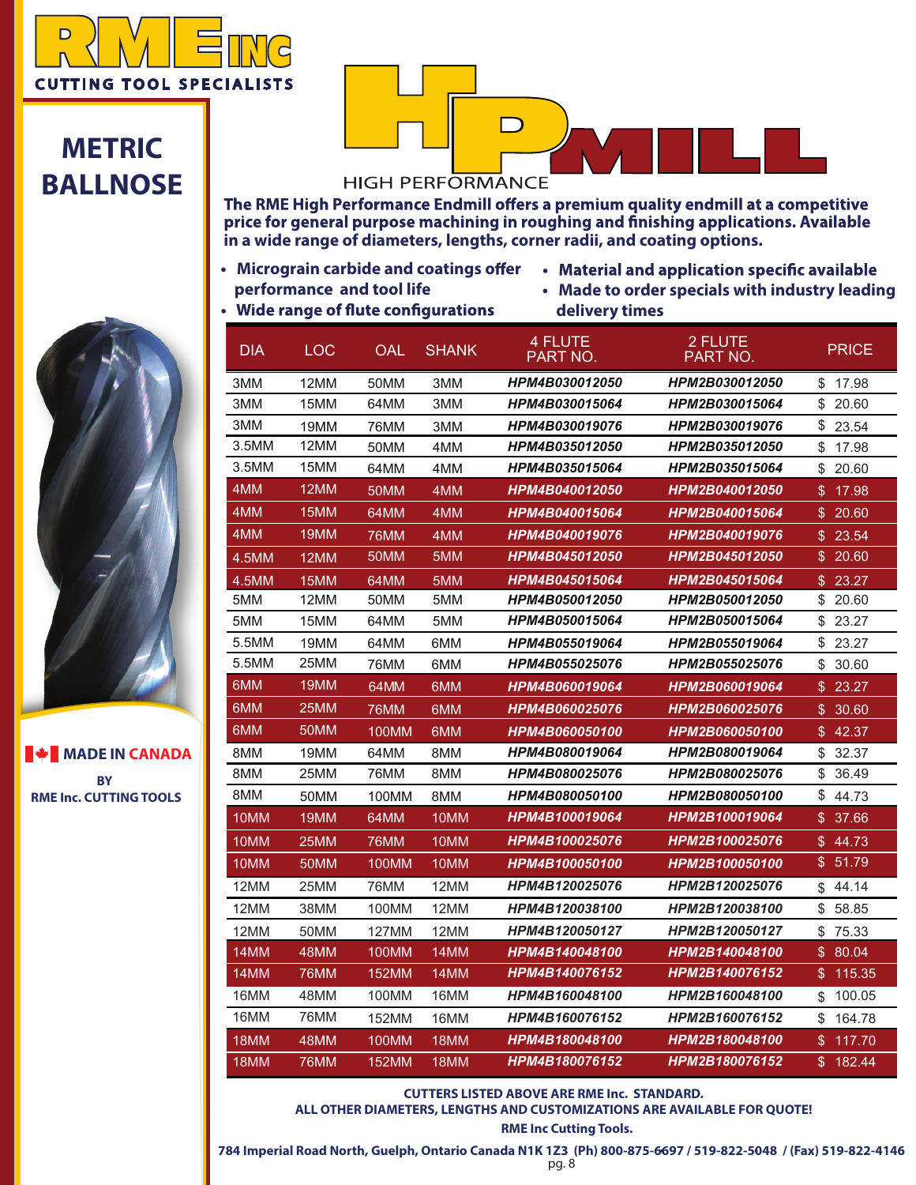# RME INC

CUTTING TOOL SPECIALISTS

## METRIC BALLNOSE

# HP MILL

HIGH PERFORMANCE

**The RME High Performance Endmill offers a premium quality endmill at a competitive price for general purpose machining in roughing and finishing applications. Available in a wide range of diameters, lengths, corner radii, and coating options.**

- **Micrograin carbide and coatings offer performance and tool life**
- **Wide range of flute configurations**
- **Material and application specific available**
- **Made to order specials with industry leading delivery times**

| DIA | LOC | OAL | SHANK | 4 FLUTE PART NO. | 2 FLUTE PART NO. | PRICE |
|---|---|---|---|---|---|---|
| 3MM | 12MM | 50MM | 3MM | HPM4B030012050 | HPM2B030012050 | $ 17.98 |
| 3MM | 15MM | 64MM | 3MM | HPM4B030015064 | HPM2B030015064 | $ 20.60 |
| 3MM | 19MM | 76MM | 3MM | HPM4B030019076 | HPM2B030019076 | $ 23.54 |
| 3.5MM | 12MM | 50MM | 4MM | HPM4B035012050 | HPM2B035012050 | $ 17.98 |
| 3.5MM | 15MM | 64MM | 4MM | HPM4B035015064 | HPM2B035015064 | $ 20.60 |
| 4MM | 12MM | 50MM | 4MM | HPM4B040012050 | HPM2B040012050 | $ 17.98 |
| 4MM | 15MM | 64MM | 4MM | HPM4B040015064 | HPM2B040015064 | $ 20.60 |
| 4MM | 19MM | 76MM | 4MM | HPM4B040019076 | HPM2B040019076 | $ 23.54 |
| 4.5MM | 12MM | 50MM | 5MM | HPM4B045012050 | HPM2B045012050 | $ 20.60 |
| 4.5MM | 15MM | 64MM | 5MM | HPM4B045015064 | HPM2B045015064 | $ 23.27 |
| 5MM | 12MM | 50MM | 5MM | HPM4B050012050 | HPM2B050012050 | $ 20.60 |
| 5MM | 15MM | 64MM | 5MM | HPM4B050015064 | HPM2B050015064 | $ 23.27 |
| 5.5MM | 19MM | 64MM | 6MM | HPM4B055019064 | HPM2B055019064 | $ 23.27 |
| 5.5MM | 25MM | 76MM | 6MM | HPM4B055025076 | HPM2B055025076 | $ 30.60 |
| 6MM | 19MM | 64MM | 6MM | HPM4B060019064 | HPM2B060019064 | $ 23.27 |
| 6MM | 25MM | 76MM | 6MM | HPM4B060025076 | HPM2B060025076 | $ 30.60 |
| 6MM | 50MM | 100MM | 6MM | HPM4B060050100 | HPM2B060050100 | $ 42.37 |
| 8MM | 19MM | 64MM | 8MM | HPM4B080019064 | HPM2B080019064 | $ 32.37 |
| 8MM | 25MM | 76MM | 8MM | HPM4B080025076 | HPM2B080025076 | $ 36.49 |
| 8MM | 50MM | 100MM | 8MM | HPM4B080050100 | HPM2B080050100 | $ 44.73 |
| 10MM | 19MM | 64MM | 10MM | HPM4B100019064 | HPM2B100019064 | $ 37.66 |
| 10MM | 25MM | 76MM | 10MM | HPM4B100025076 | HPM2B100025076 | $ 44.73 |
| 10MM | 50MM | 100MM | 10MM | HPM4B100050100 | HPM2B100050100 | $ 51.79 |
| 12MM | 25MM | 76MM | 12MM | HPM4B120025076 | HPM2B120025076 | $ 44.14 |
| 12MM | 38MM | 100MM | 12MM | HPM4B120038100 | HPM2B120038100 | $ 58.85 |
| 12MM | 50MM | 127MM | 12MM | HPM4B120050127 | HPM2B120050127 | $ 75.33 |
| 14MM | 48MM | 100MM | 14MM | HPM4B140048100 | HPM2B140048100 | $ 80.04 |
| 14MM | 76MM | 152MM | 14MM | HPM4B140076152 | HPM2B140076152 | $ 115.35 |
| 16MM | 48MM | 100MM | 16MM | HPM4B160048100 | HPM2B160048100 | $ 100.05 |
| 16MM | 76MM | 152MM | 16MM | HPM4B160076152 | HPM2B160076152 | $ 164.78 |
| 18MM | 48MM | 100MM | 18MM | HPM4B180048100 | HPM2B180048100 | $ 117.70 |
| 18MM | 76MM | 152MM | 18MM | HPM4B180076152 | HPM2B180076152 | $ 182.44 |

**MADE IN CANADA**
**BY**
**RME Inc. CUTTING TOOLS**

**CUTTERS LISTED ABOVE ARE RME Inc. STANDARD.**
**ALL OTHER DIAMETERS, LENGTHS AND CUSTOMIZATIONS ARE AVAILABLE FOR QUOTE!**
**RME Inc Cutting Tools.**

**784 Imperial Road North, Guelph, Ontario Canada N1K 1Z3 (Ph) 800-875-6697 / 519-822-5048 / (Fax) 519-822-4146**